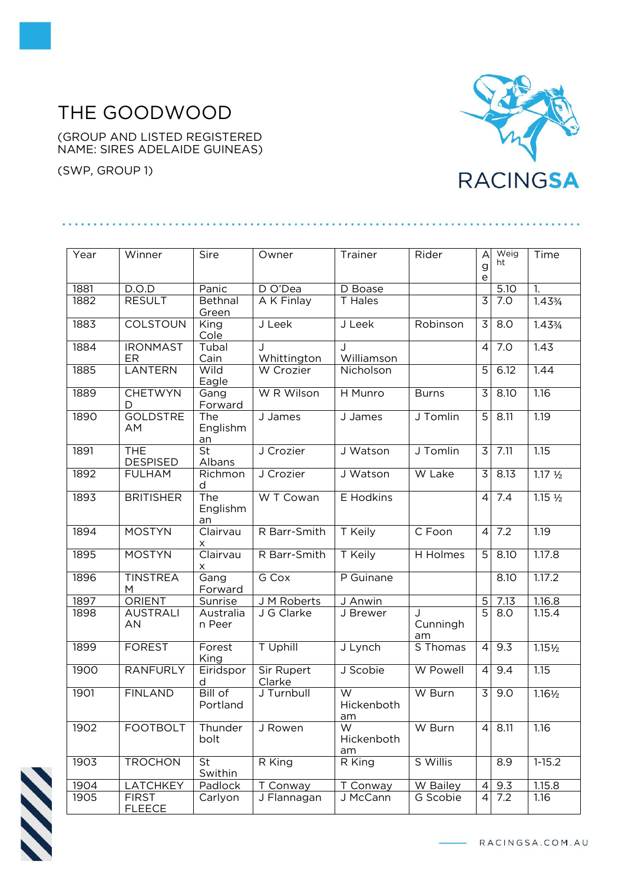# THE GOODWOOD

(GROUP AND LISTED REGISTERED NAME: SIRES ADELAIDE GUINEAS)

(SWP, GROUP 1)

| Year | Winner | Sire | Owner | Trainer | Rider | Age | Weight | Time |
|---|---|---|---|---|---|---|---|---|
| 1881 | D.O.D | Panic | D O'Dea | D Boase | | | 5.10 | 1. |
| 1882 | RESULT | Bethnal Green | A K Finlay | T Hales | | 3 | 7.0 | 1.43¾ |
| 1883 | COLSTOUN | King Cole | J Leek | J Leek | Robinson | 3 | 8.0 | 1.43¾ |
| 1884 | IRONMASTER | Tubal Cain | J Whittington | J Williamson | | 4 | 7.0 | 1.43 |
| 1885 | LANTERN | Wild Eagle | W Crozier | Nicholson | | 5 | 6.12 | 1.44 |
| 1889 | CHETWYND | Gang Forward | W R Wilson | H Munro | Burns | 3 | 8.10 | 1.16 |
| 1890 | GOLDSTREAM | The Englishman | J James | J James | J Tomlin | 5 | 8.11 | 1.19 |
| 1891 | THE DESPISED | St Albans | J Crozier | J Watson | J Tomlin | 3 | 7.11 | 1.15 |
| 1892 | FULHAM | Richmond | J Crozier | J Watson | W Lake | 3 | 8.13 | 1.17 ½ |
| 1893 | BRITISHER | The Englishman | W T Cowan | E Hodkins | | 4 | 7.4 | 1.15 ½ |
| 1894 | MOSTYN | Clairvaux | R Barr-Smith | T Keily | C Foon | 4 | 7.2 | 1.19 |
| 1895 | MOSTYN | Clairvaux | R Barr-Smith | T Keily | H Holmes | 5 | 8.10 | 1.17.8 |
| 1896 | TINSTREAM | Gang Forward | G Cox | P Guinane | | | 8.10 | 1.17.2 |
| 1897 | ORIENT | Sunrise | J M Roberts | J Anwin | | 5 | 7.13 | 1.16.8 |
| 1898 | AUSTRALIAN | Australian Peer | J G Clarke | J Brewer | J Cunningham | 5 | 8.0 | 1.15.4 |
| 1899 | FOREST | Forest King | T Uphill | J Lynch | S Thomas | 4 | 9.3 | 1.15½ |
| 1900 | RANFURLY | Eiridspord | Sir Rupert Clarke | J Scobie | W Powell | 4 | 9.4 | 1.15 |
| 1901 | FINLAND | Bill of Portland | J Turnbull | W Hickenbotham | W Burn | 3 | 9.0 | 1.16½ |
| 1902 | FOOTBOLT | Thunderbolt | J Rowen | W Hickenbotham | W Burn | 4 | 8.11 | 1.16 |
| 1903 | TROCHON | St Swithin | R King | R King | S Willis | | 8.9 | 1-15.2 |
| 1904 | LATCHKEY | Padlock | T Conway | T Conway | W Bailey | 4 | 9.3 | 1.15.8 |
| 1905 | FIRST FLEECE | Carlyon | J Flannagan | J McCann | G Scobie | 4 | 7.2 | 1.16 |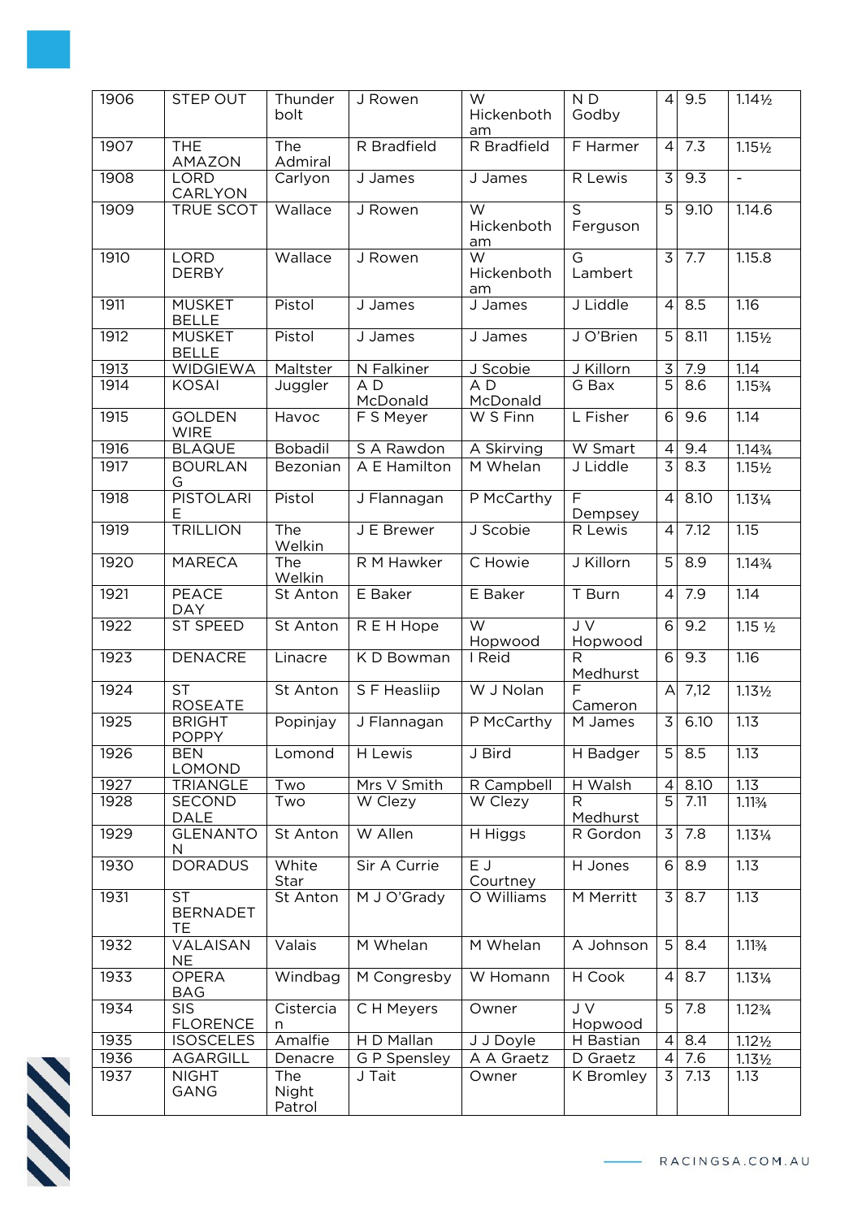| 1906 | STEP OUT | Thunderbolt | J Rowen | W Hickenbotham | N D Godby | 4 | 9.5 | 1.14½ |
|---|---|---|---|---|---|---|---|---|
| 1907 | THE AMAZON | The Admiral | R Bradfield | R Bradfield | F Harmer | 4 | 7.3 | 1.15½ |
| 1908 | LORD CARLYON | Carlyon | J James | J James | R Lewis | 3 | 9.3 | - |
| 1909 | TRUE SCOT | Wallace | J Rowen | W Hickenbotham | S Ferguson | 5 | 9.10 | 1.14.6 |
| 1910 | LORD DERBY | Wallace | J Rowen | W Hickenbotham | G Lambert | 3 | 7.7 | 1.15.8 |
| 1911 | MUSKET BELLE | Pistol | J James | J James | J Liddle | 4 | 8.5 | 1.16 |
| 1912 | MUSKET BELLE | Pistol | J James | J James | J O'Brien | 5 | 8.11 | 1.15½ |
| 1913 | WIDGIEWA | Maltster | N Falkiner | J Scobie | J Killorn | 3 | 7.9 | 1.14 |
| 1914 | KOSAI | Juggler | A D McDonald | A D McDonald | G Bax | 5 | 8.6 | 1.15¾ |
| 1915 | GOLDEN WIRE | Havoc | F S Meyer | W S Finn | L Fisher | 6 | 9.6 | 1.14 |
| 1916 | BLAQUE | Bobadil | S A Rawdon | A Skirving | W Smart | 4 | 9.4 | 1.14¾ |
| 1917 | BOURLANG | Bezonian | A E Hamilton | M Whelan | J Liddle | 3 | 8.3 | 1.15½ |
| 1918 | PISTOLARIE | Pistol | J Flannagan | P McCarthy | F Dempsey | 4 | 8.10 | 1.13¼ |
| 1919 | TRILLION | The Welkin | J E Brewer | J Scobie | R Lewis | 4 | 7.12 | 1.15 |
| 1920 | MARECA | The Welkin | R M Hawker | C Howie | J Killorn | 5 | 8.9 | 1.14¾ |
| 1921 | PEACE DAY | St Anton | E Baker | E Baker | T Burn | 4 | 7.9 | 1.14 |
| 1922 | ST SPEED | St Anton | R E H Hope | W Hopwood | J V Hopwood | 6 | 9.2 | 1.15 ½ |
| 1923 | DENACRE | Linacre | K D Bowman | I Reid | R Medhurst | 6 | 9.3 | 1.16 |
| 1924 | ST ROSEATE | St Anton | S F Heasliip | W J Nolan | F Cameron | A | 7,12 | 1.13½ |
| 1925 | BRIGHT POPPY | Popinjay | J Flannagan | P McCarthy | M James | 3 | 6.10 | 1.13 |
| 1926 | BEN LOMOND | Lomond | H Lewis | J Bird | H Badger | 5 | 8.5 | 1.13 |
| 1927 | TRIANGLE | Two | Mrs V Smith | R Campbell | H Walsh | 4 | 8.10 | 1.13 |
| 1928 | SECOND DALE | Two | W Clezy | W Clezy | R Medhurst | 5 | 7.11 | 1.11¾ |
| 1929 | GLENANTON | St Anton | W Allen | H Higgs | R Gordon | 3 | 7.8 | 1.13¼ |
| 1930 | DORADUS | White Star | Sir A Currie | E J Courtney | H Jones | 6 | 8.9 | 1.13 |
| 1931 | ST BERNADETTE | St Anton | M J O'Grady | O Williams | M Merritt | 3 | 8.7 | 1.13 |
| 1932 | VALAISANNE | Valais | M Whelan | M Whelan | A Johnson | 5 | 8.4 | 1.11¾ |
| 1933 | OPERA BAG | Windbag | M Congresby | W Homann | H Cook | 4 | 8.7 | 1.13¼ |
| 1934 | SIS FLORENCE | Cistercian | C H Meyers | Owner | J V Hopwood | 5 | 7.8 | 1.12¾ |
| 1935 | ISOSCELES | Amalfie | H D Mallan | J J Doyle | H Bastian | 4 | 8.4 | 1.12½ |
| 1936 | AGARGILL | Denacre | G P Spensley | A A Graetz | D Graetz | 4 | 7.6 | 1.13½ |
| 1937 | NIGHT GANG | The Night Patrol | J Tait | Owner | K Bromley | 3 | 7.13 | 1.13 |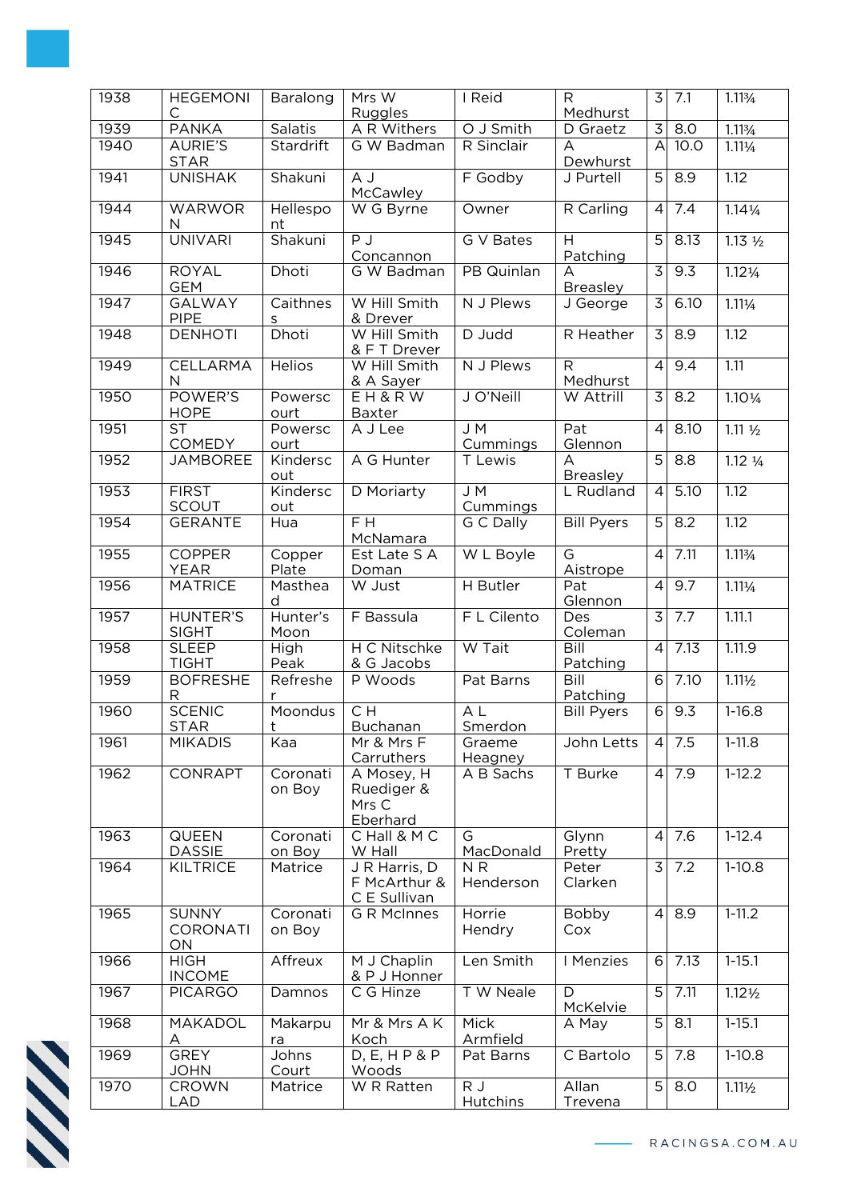| 1938 | HEGEMONIC | Baralong | Mrs W Ruggles | I Reid | R Medhurst | 3 | 7.1 | 1.11¾ |
|---|---|---|---|---|---|---|---|---|
| 1939 | PANKA | Salatis | A R Withers | O J Smith | D Graetz | 3 | 8.0 | 1.11¾ |
| 1940 | AURIE'S STAR | Stardrift | G W Badman | R Sinclair | A Dewhurst | A | 10.0 | 1.11¼ |
| 1941 | UNISHAK | Shakuni | A J McCawley | F Godby | J Purtell | 5 | 8.9 | 1.12 |
| 1944 | WARWORN | Hellespont | W G Byrne | Owner | R Carling | 4 | 7.4 | 1.14¼ |
| 1945 | UNIVARI | Shakuni | P J Concannon | G V Bates | H Patching | 5 | 8.13 | 1.13 ½ |
| 1946 | ROYAL GEM | Dhoti | G W Badman | PB Quinlan | A Breasley | 3 | 9.3 | 1.12¼ |
| 1947 | GALWAY PIPE | Caithness | W Hill Smith & Drever | N J Plews | J George | 3 | 6.10 | 1.11¼ |
| 1948 | DENHOTI | Dhoti | W Hill Smith & F T Drever | D Judd | R Heather | 3 | 8.9 | 1.12 |
| 1949 | CELLARMAN | Helios | W Hill Smith & A Sayer | N J Plews | R Medhurst | 4 | 9.4 | 1.11 |
| 1950 | POWER'S HOPE | Powerscourt | E H & R W Baxter | J O'Neill | W Attrill | 3 | 8.2 | 1.10¼ |
| 1951 | ST COMEDY | Powerscourt | A J Lee | J M Cummings | Pat Glennon | 4 | 8.10 | 1.11 ½ |
| 1952 | JAMBOREE | Kinderscout | A G Hunter | T Lewis | A Breasley | 5 | 8.8 | 1.12 ¼ |
| 1953 | FIRST SCOUT | Kinderscout | D Moriarty | J M Cummings | L Rudland | 4 | 5.10 | 1.12 |
| 1954 | GERANTE | Hua | F H McNamara | G C Dally | Bill Pyers | 5 | 8.2 | 1.12 |
| 1955 | COPPER YEAR | Copper Plate | Est Late S A Doman | W L Boyle | G Aistrope | 4 | 7.11 | 1.11¾ |
| 1956 | MATRICE | Masthead | W Just | H Butler | Pat Glennon | 4 | 9.7 | 1.11¼ |
| 1957 | HUNTER'S SIGHT | Hunter's Moon | F Bassula | F L Cilento | Des Coleman | 3 | 7.7 | 1.11.1 |
| 1958 | SLEEP TIGHT | High Peak | H C Nitschke & G Jacobs | W Tait | Bill Patching | 4 | 7.13 | 1.11.9 |
| 1959 | BOFRESHER | Refresher | P Woods | Pat Barns | Bill Patching | 6 | 7.10 | 1.11½ |
| 1960 | SCENIC STAR | Moondust | C H Buchanan | A L Smerdon | Bill Pyers | 6 | 9.3 | 1-16.8 |
| 1961 | MIKADIS | Kaa | Mr & Mrs F Carruthers | Graeme Heagney | John Letts | 4 | 7.5 | 1-11.8 |
| 1962 | CONRAPT | Coronation Boy | A Mosey, H Ruediger & Mrs C Eberhard | A B Sachs | T Burke | 4 | 7.9 | 1-12.2 |
| 1963 | QUEEN DASSIE | Coronation Boy | C Hall & M C W Hall | G MacDonald | Glynn Pretty | 4 | 7.6 | 1-12.4 |
| 1964 | KILTRICE | Matrice | J R Harris, D F McArthur & C E Sullivan | N R Henderson | Peter Clarken | 3 | 7.2 | 1-10.8 |
| 1965 | SUNNY CORONATION | Coronation Boy | G R McInnes | Horrie Hendry | Bobby Cox | 4 | 8.9 | 1-11.2 |
| 1966 | HIGH INCOME | Affreux | M J Chaplin & P J Honner | Len Smith | I Menzies | 6 | 7.13 | 1-15.1 |
| 1967 | PICARGO | Damnos | C G Hinze | T W Neale | D McKelvie | 5 | 7.11 | 1.12½ |
| 1968 | MAKADOLA | Makarpura | Mr & Mrs A K Koch | Mick Armfield | A May | 5 | 8.1 | 1-15.1 |
| 1969 | GREY JOHN | Johns Court | D, E, H P & P Woods | Pat Barns | C Bartolo | 5 | 7.8 | 1-10.8 |
| 1970 | CROWN LAD | Matrice | W R Ratten | R J Hutchins | Allan Trevena | 5 | 8.0 | 1.11½ |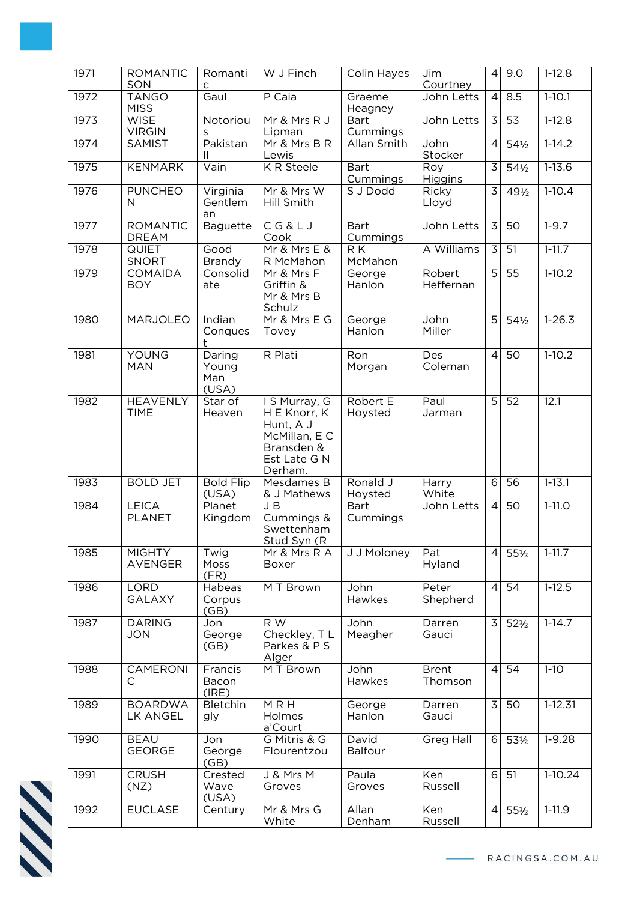| 1971 | ROMANTIC SON | Romantic | W J Finch | Colin Hayes | Jim Courtney | 4 | 9.0 | 1-12.8 |
|---|---|---|---|---|---|---|---|---|
| 1972 | TANGO MISS | Gaul | P Caia | Graeme Heagney | John Letts | 4 | 8.5 | 1-10.1 |
| 1973 | WISE VIRGIN | Notorious | Mr & Mrs R J Lipman | Bart Cummings | John Letts | 3 | 53 | 1-12.8 |
| 1974 | SAMIST | Pakistan II | Mr & Mrs B R Lewis | Allan Smith | John Stocker | 4 | 54½ | 1-14.2 |
| 1975 | KENMARK | Vain | K R Steele | Bart Cummings | Roy Higgins | 3 | 54½ | 1-13.6 |
| 1976 | PUNCHEON | Virginia Gentleman | Mr & Mrs W Hill Smith | S J Dodd | Ricky Lloyd | 3 | 49½ | 1-10.4 |
| 1977 | ROMANTIC DREAM | Baguette | C G & L J Cook | Bart Cummings | John Letts | 3 | 50 | 1-9.7 |
| 1978 | QUIET SNORT | Good Brandy | Mr & Mrs E & R McMahon | R K McMahon | A Williams | 3 | 51 | 1-11.7 |
| 1979 | COMAIDA BOY | Consolidate | Mr & Mrs F Griffin & Mr & Mrs B Schulz | George Hanlon | Robert Heffernan | 5 | 55 | 1-10.2 |
| 1980 | MARJOLEO | Indian Conquest | Mr & Mrs E G Tovey | George Hanlon | John Miller | 5 | 54½ | 1-26.3 |
| 1981 | YOUNG MAN | Daring Young Man (USA) | R Plati | Ron Morgan | Des Coleman | 4 | 50 | 1-10.2 |
| 1982 | HEAVENLY TIME | Star of Heaven | I S Murray, G H E Knorr, K Hunt, A J McMillan, E C Bransden & Est Late G N Derham. | Robert E Hoysted | Paul Jarman | 5 | 52 | 12.1 |
| 1983 | BOLD JET | Bold Flip (USA) | Mesdames B & J Mathews | Ronald J Hoysted | Harry White | 6 | 56 | 1-13.1 |
| 1984 | LEICA PLANET | Planet Kingdom | J B Cummings & Swettenham Stud Syn (R | Bart Cummings | John Letts | 4 | 50 | 1-11.0 |
| 1985 | MIGHTY AVENGER | Twig Moss (FR) | Mr & Mrs R A Boxer | J J Moloney | Pat Hyland | 4 | 55½ | 1-11.7 |
| 1986 | LORD GALAXY | Habeas Corpus (GB) | M T Brown | John Hawkes | Peter Shepherd | 4 | 54 | 1-12.5 |
| 1987 | DARING JON | Jon George (GB) | R W Checkley, T L Parkes & P S Alger | John Meagher | Darren Gauci | 3 | 52½ | 1-14.7 |
| 1988 | CAMERONIC | Francis Bacon (IRE) | M T Brown | John Hawkes | Brent Thomson | 4 | 54 | 1-10 |
| 1989 | BOARDWALK ANGEL | Bletchingly | M R H Holmes a'Court | George Hanlon | Darren Gauci | 3 | 50 | 1-12.31 |
| 1990 | BEAU GEORGE | Jon George (GB) | G Mitris & G Flourentzou | David Balfour | Greg Hall | 6 | 53½ | 1-9.28 |
| 1991 | CRUSH (NZ) | Crested Wave (USA) | J & Mrs M Groves | Paula Groves | Ken Russell | 6 | 51 | 1-10.24 |
| 1992 | EUCLASE | Century | Mr & Mrs G White | Allan Denham | Ken Russell | 4 | 55½ | 1-11.9 |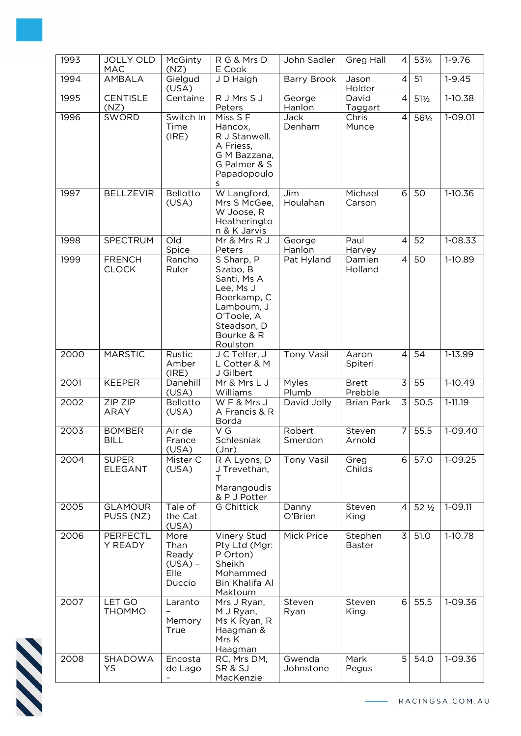| 1993 | JOLLY OLD MAC | McGinty (NZ) | R G & Mrs D E Cook | John Sadler | Greg Hall | 4 | 53½ | 1-9.76 |
|---|---|---|---|---|---|---|---|---|
| 1994 | AMBALA | Gielgud (USA) | J D Haigh | Barry Brook | Jason Holder | 4 | 51 | 1-9.45 |
| 1995 | CENTISLE (NZ) | Centaine | R J Mrs S J Peters | George Hanlon | David Taggart | 4 | 51½ | 1-10.38 |
| 1996 | SWORD | Switch In Time (IRE) | Miss S F Hancox, R J Stanwell, A Friess, G M Bazzana, G Palmer & S Papadopoulos | Jack Denham | Chris Munce | 4 | 56½ | 1-09.01 |
| 1997 | BELLZEVIR | Bellotto (USA) | W Langford, Mrs S McGee, W Joose, R Heatherington & K Jarvis | Jim Houlahan | Michael Carson | 6 | 50 | 1-10.36 |
| 1998 | SPECTRUM | Old Spice | Mr & Mrs R J Peters | George Hanlon | Paul Harvey | 4 | 52 | 1-08.33 |
| 1999 | FRENCH CLOCK | Rancho Ruler | S Sharp, P Szabo, B Santi, Ms A Lee, Ms J Boerkamp, C Lamboum, J O'Toole, A Steadson, D Bourke & R Roulston | Pat Hyland | Damien Holland | 4 | 50 | 1-10.89 |
| 2000 | MARSTIC | Rustic Amber (IRE) | J C Telfer, J L Cotter & M J Gilbert | Tony Vasil | Aaron Spiteri | 4 | 54 | 1-13.99 |
| 2001 | KEEPER | Danehill (USA) | Mr & Mrs L J Williams | Myles Plumb | Brett Prebble | 3 | 55 | 1-10.49 |
| 2002 | ZIP ZIP ARAY | Bellotto (USA) | W F & Mrs J A Francis & R Borda | David Jolly | Brian Park | 3 | 50.5 | 1-11.19 |
| 2003 | BOMBER BILL | Air de France (USA) | V G Schlesniak (Jnr) | Robert Smerdon | Steven Arnold | 7 | 55.5 | 1-09.40 |
| 2004 | SUPER ELEGANT | Mister C (USA) | R A Lyons, D J Trevethan, T Marangoudis & P J Potter | Tony Vasil | Greg Childs | 6 | 57.0 | 1-09.25 |
| 2005 | GLAMOUR PUSS (NZ) | Tale of the Cat (USA) | G Chittick | Danny O'Brien | Steven King | 4 | 52 ½ | 1-09.11 |
| 2006 | PERFECTLY READY | More Than Ready (USA) – Elle Duccio | Vinery Stud Pty Ltd (Mgr: P Orton) Sheikh Mohammed Bin Khalifa Al Maktoum | Mick Price | Stephen Baster | 3 | 51.0 | 1-10.78 |
| 2007 | LET GO THOMMO | Laranto – Memory True | Mrs J Ryan, M J Ryan, Ms K Ryan, R Haagman & Mrs K Haagman | Steven Ryan | Steven King | 6 | 55.5 | 1-09.36 |
| 2008 | SHADOWAYS | Encosta de Lago – | RC, Mrs DM, SR & SJ MacKenzie | Gwenda Johnstone | Mark Pegus | 5 | 54.0 | 1-09.36 |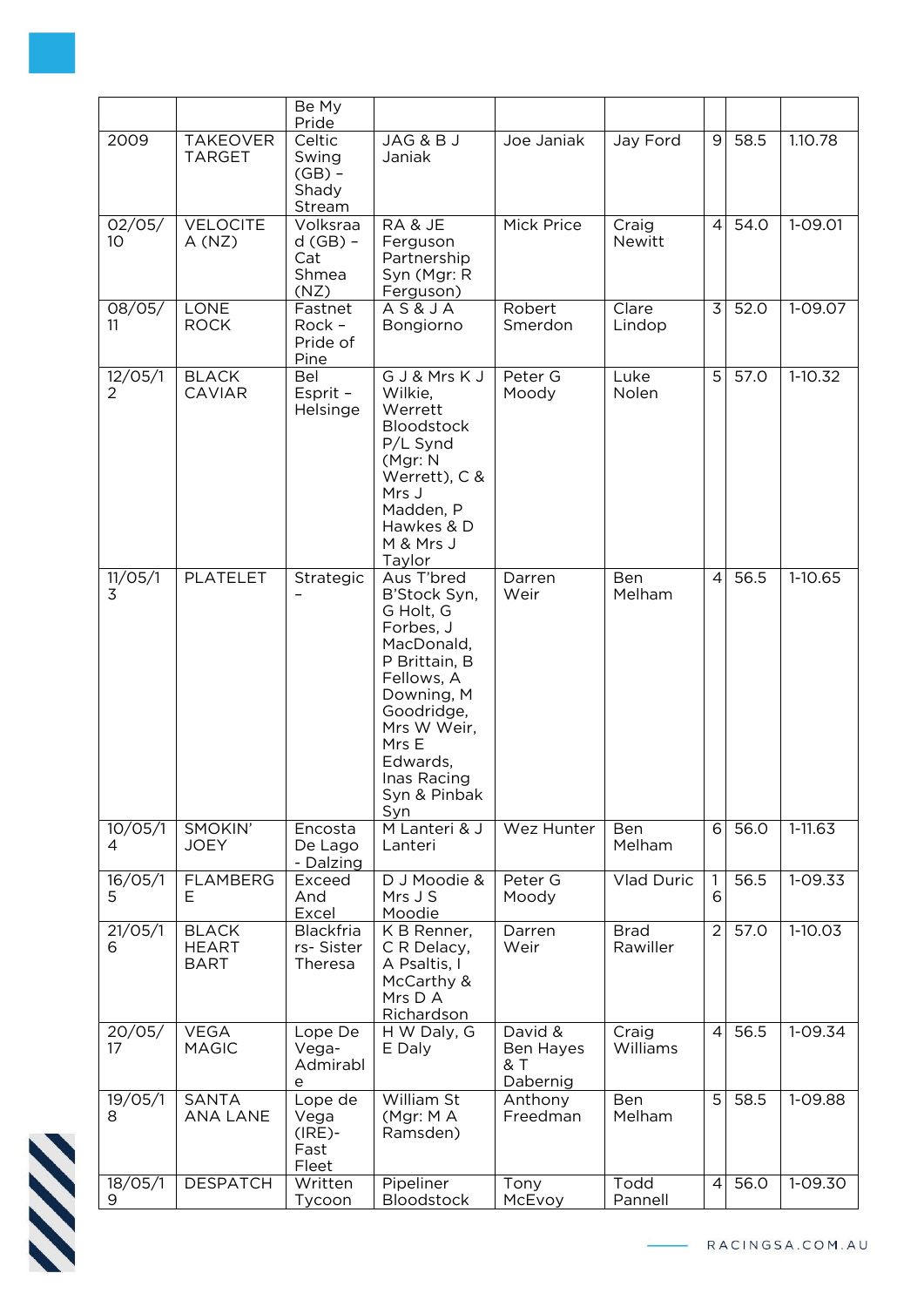| | | Be My Pride | | | | | | |
|---|---|---|---|---|---|---|---|---|
| 2009 | TAKEOVER TARGET | Celtic Swing (GB) – Shady Stream | JAG & B J Janiak | Joe Janiak | Jay Ford | 9 | 58.5 | 1.10.78 |
| 02/05/10 | VELOCITEA (NZ) | Volksraad (GB) – Cat Shmea (NZ) | RA & JE Ferguson Partnership Syn (Mgr: R Ferguson) | Mick Price | Craig Newitt | 4 | 54.0 | 1-09.01 |
| 08/05/11 | LONE ROCK | Fastnet Rock – Pride of Pine | A S & J A Bongiorno | Robert Smerdon | Clare Lindop | 3 | 52.0 | 1-09.07 |
| 12/05/12 | BLACK CAVIAR | Bel Esprit – Helsinge | G J & Mrs K J Wilkie, Werrett Bloodstock P/L Synd (Mgr: N Werrett), C & Mrs J Madden, P Hawkes & D M & Mrs J Taylor | Peter G Moody | Luke Nolen | 5 | 57.0 | 1-10.32 |
| 11/05/13 | PLATELET | Strategic – | Aus T'bred B'Stock Syn, G Holt, G Forbes, J MacDonald, P Brittain, B Fellows, A Downing, M Goodridge, Mrs W Weir, Mrs E Edwards, Inas Racing Syn & Pinbak Syn | Darren Weir | Ben Melham | 4 | 56.5 | 1-10.65 |
| 10/05/14 | SMOKIN' JOEY | Encosta De Lago - Dalzing | M Lanteri & J Lanteri | Wez Hunter | Ben Melham | 6 | 56.0 | 1-11.63 |
| 16/05/15 | FLAMBERGE | Exceed And Excel | D J Moodie & Mrs J S Moodie | Peter G Moody | Vlad Duric | 16 | 56.5 | 1-09.33 |
| 21/05/16 | BLACK HEART BART | Blackfriars- Sister Theresa | K B Renner, C R Delacy, A Psaltis, I McCarthy & Mrs D A Richardson | Darren Weir | Brad Rawiller | 2 | 57.0 | 1-10.03 |
| 20/05/17 | VEGA MAGIC | Lope De Vega- Admirable | H W Daly, G E Daly | David & Ben Hayes & T Dabernig | Craig Williams | 4 | 56.5 | 1-09.34 |
| 19/05/18 | SANTA ANA LANE | Lope de Vega (IRE)- Fast Fleet | William St (Mgr: M A Ramsden) | Anthony Freedman | Ben Melham | 5 | 58.5 | 1-09.88 |
| 18/05/19 | DESPATCH | Written Tycoon | Pipeliner Bloodstock | Tony McEvoy | Todd Pannell | 4 | 56.0 | 1-09.30 |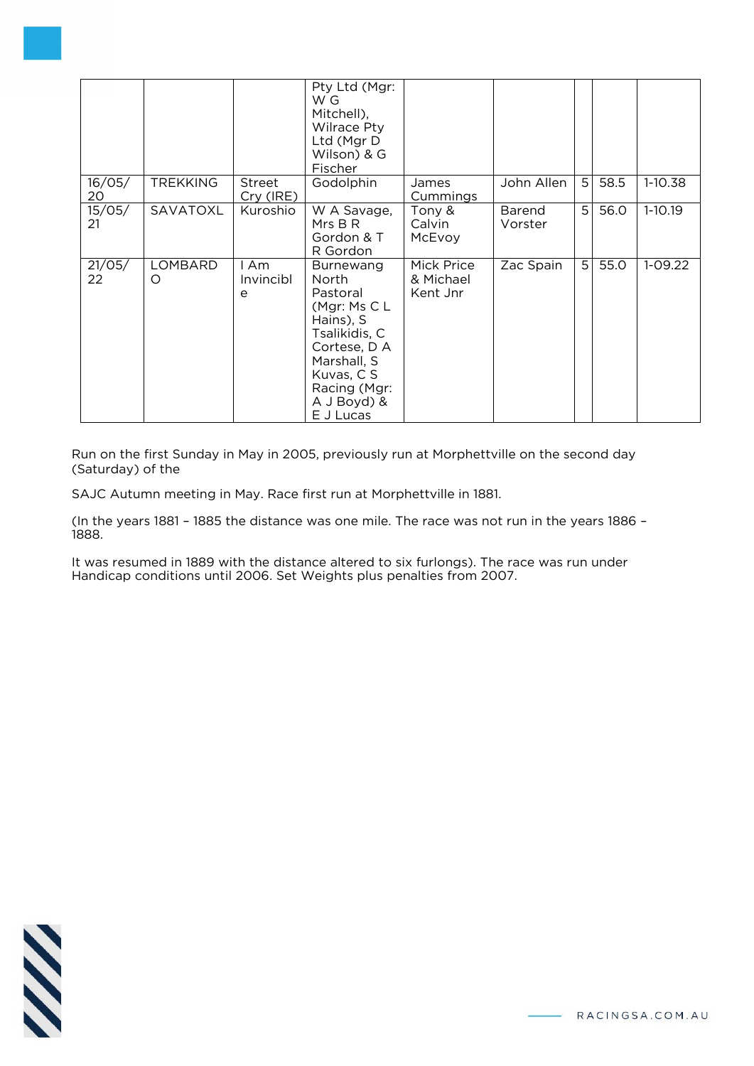| | | | | | | | | |
|---|---|---|---|---|---|---|---|---|
| | | | Pty Ltd (Mgr: W G Mitchell), Wilrace Pty Ltd (Mgr D Wilson) & G Fischer | | | | | |
| 16/05/20 | TREKKING | Street Cry (IRE) | Godolphin | James Cummings | John Allen | 5 | 58.5 | 1-10.38 |
| 15/05/21 | SAVATOXL | Kuroshio | W A Savage, Mrs B R Gordon & T R Gordon | Tony & Calvin McEvoy | Barend Vorster | 5 | 56.0 | 1-10.19 |
| 21/05/22 | LOMBARDO | I Am Invincible | Burnewang North Pastoral (Mgr: Ms C L Hains), S Tsalikidis, C Cortese, D A Marshall, S Kuvas, C S Racing (Mgr: A J Boyd) & E J Lucas | Mick Price & Michael Kent Jnr | Zac Spain | 5 | 55.0 | 1-09.22 |

Run on the first Sunday in May in 2005, previously run at Morphettville on the second day (Saturday) of the

SAJC Autumn meeting in May. Race first run at Morphettville in 1881.

(In the years 1881 – 1885 the distance was one mile. The race was not run in the years 1886 – 1888.

It was resumed in 1889 with the distance altered to six furlongs). The race was run under Handicap conditions until 2006. Set Weights plus penalties from 2007.